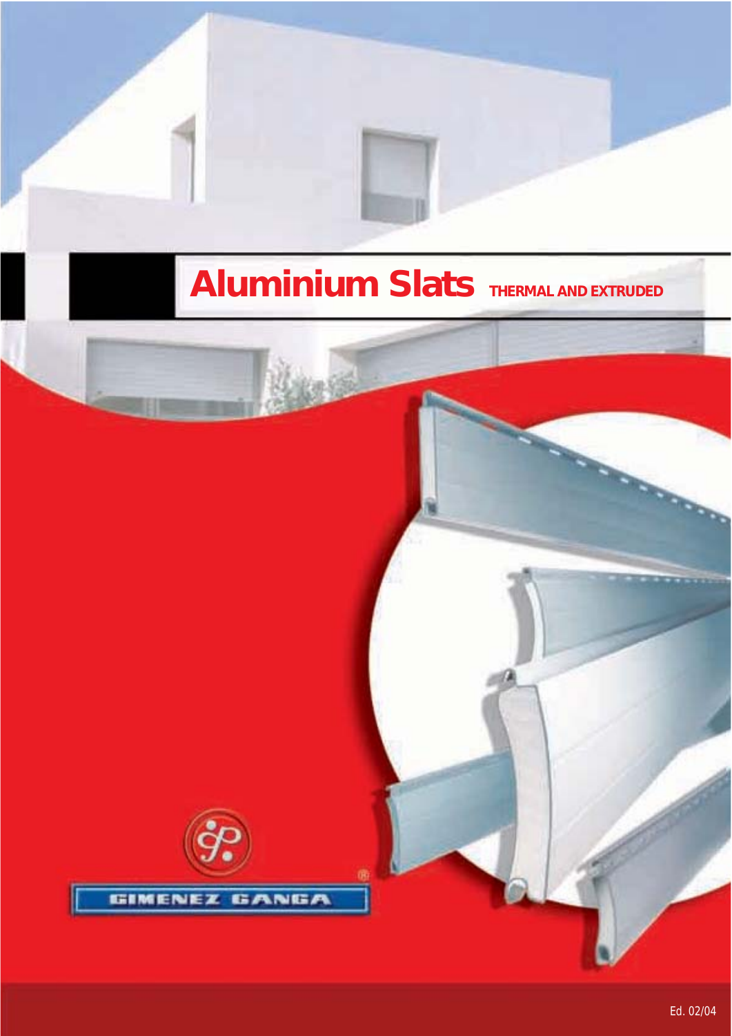# Aluminium Slats THERMAL AND EXTRUDED

GIMENEZ GANGA®

Ed. 02/04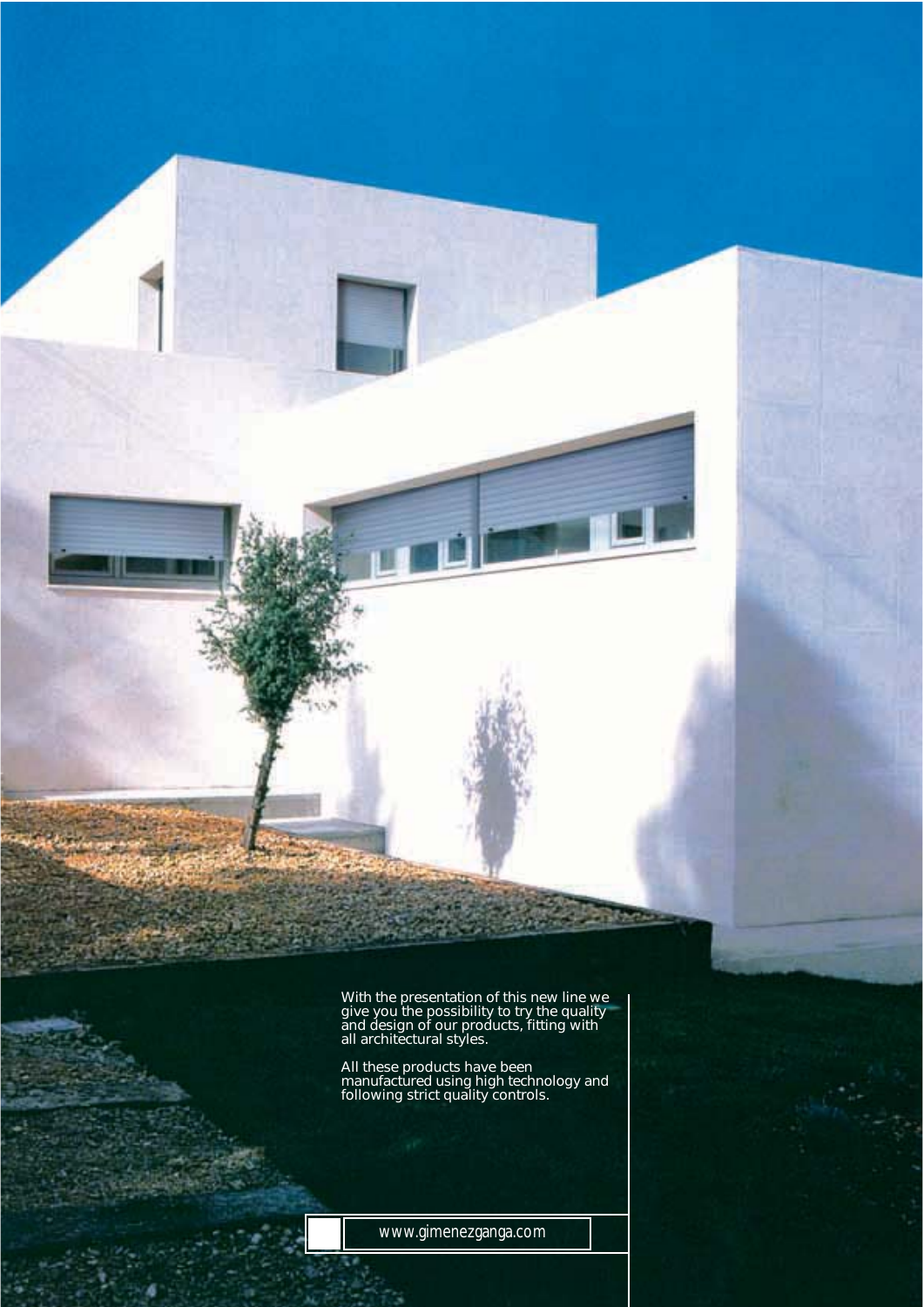With the presentation of this new line we give you the possibility to try the quality and design of our products, fitting with all architectural styles.

All these products have been manufactured using high technology and following strict quality controls.

www.gimenezganga.com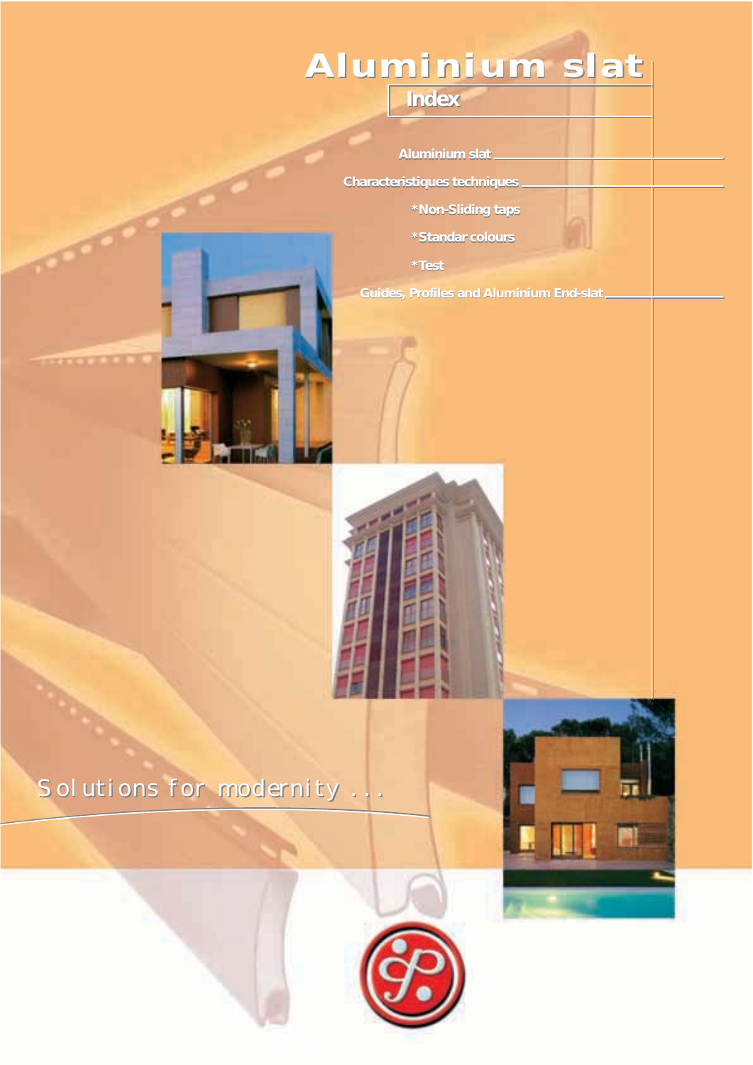# Aluminium slat

## Index

- Aluminium slat
- Characteristiques techniques
  - *Non-Sliding taps
  - *Standar colours
  - *Test
- Guides, Profiles and Aluminium End-slat

Solutions for modernity . . .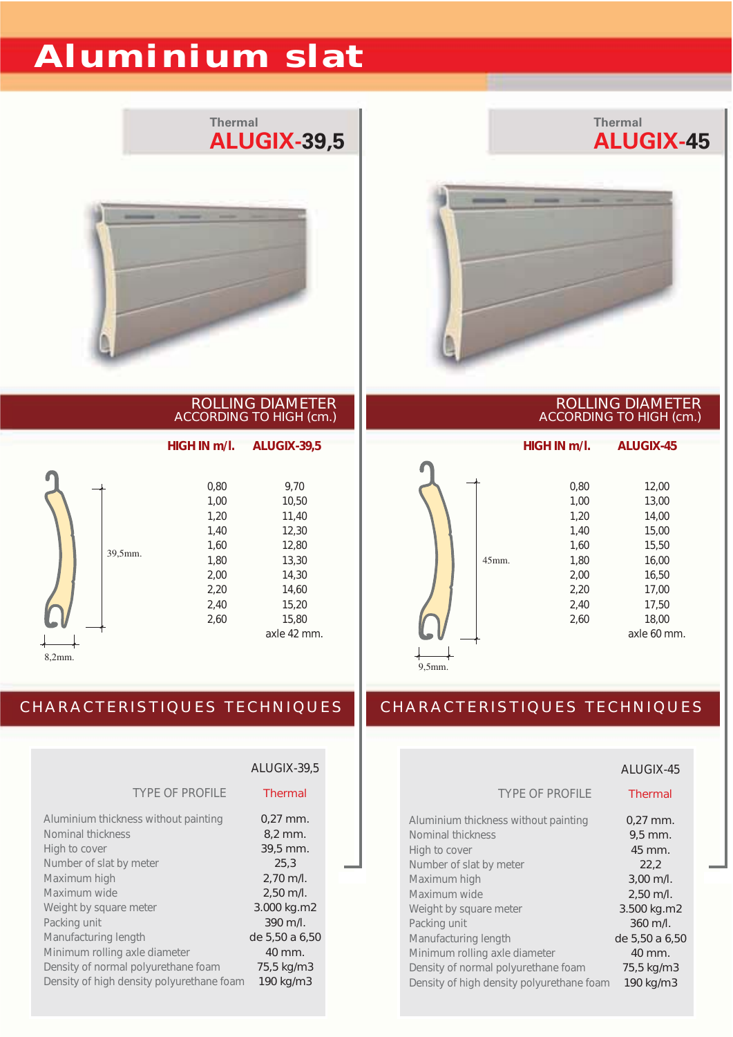# Aluminium slat

## Thermal ALUGIX-39,5

### ROLLING DIAMETER ACCORDING TO HIGH (cm.)

39,5mm.

8,2mm.

| HIGH IN m/l. | ALUGIX-39,5 |
|---|---|
| 0,80 | 9,70 |
| 1,00 | 10,50 |
| 1,20 | 11,40 |
| 1,40 | 12,30 |
| 1,60 | 12,80 |
| 1,80 | 13,30 |
| 2,00 | 14,30 |
| 2,20 | 14,60 |
| 2,40 | 15,20 |
| 2,60 | 15,80 |
| | axle 42 mm. |

### CHARACTERISTIQUES TECHNIQUES

| | ALUGIX-39,5 |
|---|---|
| TYPE OF PROFILE | Thermal |
| Aluminium thickness without painting | 0,27 mm. |
| Nominal thickness | 8,2 mm. |
| High to cover | 39,5 mm. |
| Number of slat by meter | 25,3 |
| Maximum high | 2,70 m/l. |
| Maximum wide | 2,50 m/l. |
| Weight by square meter | 3.000 kg.m2 |
| Packing unit | 390 m/l. |
| Manufacturing length | de 5,50 a 6,50 |
| Minimum rolling axle diameter | 40 mm. |
| Density of normal polyurethane foam | 75,5 kg/m3 |
| Density of high density polyurethane foam | 190 kg/m3 |

## Thermal ALUGIX-45

### ROLLING DIAMETER ACCORDING TO HIGH (cm.)

45mm.

9,5mm.

| HIGH IN m/l. | ALUGIX-45 |
|---|---|
| 0,80 | 12,00 |
| 1,00 | 13,00 |
| 1,20 | 14,00 |
| 1,40 | 15,00 |
| 1,60 | 15,50 |
| 1,80 | 16,00 |
| 2,00 | 16,50 |
| 2,20 | 17,00 |
| 2,40 | 17,50 |
| 2,60 | 18,00 |
| | axle 60 mm. |

### CHARACTERISTIQUES TECHNIQUES

| | ALUGIX-45 |
|---|---|
| TYPE OF PROFILE | Thermal |
| Aluminium thickness without painting | 0,27 mm. |
| Nominal thickness | 9,5 mm. |
| High to cover | 45 mm. |
| Number of slat by meter | 22,2 |
| Maximum high | 3,00 m/l. |
| Maximum wide | 2,50 m/l. |
| Weight by square meter | 3.500 kg.m2 |
| Packing unit | 360 m/l. |
| Manufacturing length | de 5,50 a 6,50 |
| Minimum rolling axle diameter | 40 mm. |
| Density of normal polyurethane foam | 75,5 kg/m3 |
| Density of high density polyurethane foam | 190 kg/m3 |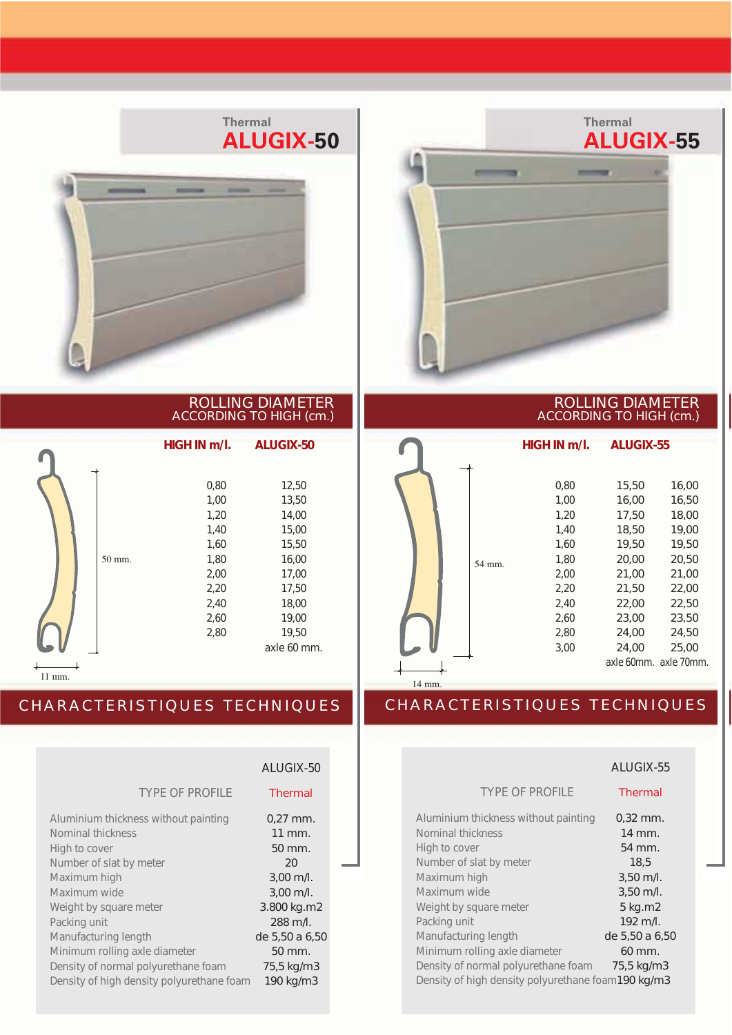## Thermal ALUGIX-50

### ROLLING DIAMETER ACCORDING TO HIGH (cm.)

50 mm.

11 mm.

| HIGH IN m/l. | ALUGIX-50 |
|---|---|
| 0,80 | 12,50 |
| 1,00 | 13,50 |
| 1,20 | 14,00 |
| 1,40 | 15,00 |
| 1,60 | 15,50 |
| 1,80 | 16,00 |
| 2,00 | 17,00 |
| 2,20 | 17,50 |
| 2,40 | 18,00 |
| 2,60 | 19,00 |
| 2,80 | 19,50 |
| | axle 60 mm. |

### CHARACTERISTIQUES TECHNIQUES

| | ALUGIX-50 |
|---|---|
| TYPE OF PROFILE | Thermal |
| Aluminium thickness without painting | 0,27 mm. |
| Nominal thickness | 11 mm. |
| High to cover | 50 mm. |
| Number of slat by meter | 20 |
| Maximum high | 3,00 m/l. |
| Maximum wide | 3,00 m/l. |
| Weight by square meter | 3.800 kg.m2 |
| Packing unit | 288 m/l. |
| Manufacturing length | de 5,50 a 6,50 |
| Minimum rolling axle diameter | 50 mm. |
| Density of normal polyurethane foam | 75,5 kg/m3 |
| Density of high density polyurethane foam | 190 kg/m3 |

## Thermal ALUGIX-55

### ROLLING DIAMETER ACCORDING TO HIGH (cm.)

54 mm.

14 mm.

| HIGH IN m/l. | ALUGIX-55 | |
|---|---|---|
| 0,80 | 15,50 | 16,00 |
| 1,00 | 16,00 | 16,50 |
| 1,20 | 17,50 | 18,00 |
| 1,40 | 18,50 | 19,00 |
| 1,60 | 19,50 | 19,50 |
| 1,80 | 20,00 | 20,50 |
| 2,00 | 21,00 | 21,00 |
| 2,20 | 21,50 | 22,00 |
| 2,40 | 22,00 | 22,50 |
| 2,60 | 23,00 | 23,50 |
| 2,80 | 24,00 | 24,50 |
| 3,00 | 24,00 | 25,00 |
| | axle 60mm. | axle 70mm. |

### CHARACTERISTIQUES TECHNIQUES

| | ALUGIX-55 |
|---|---|
| TYPE OF PROFILE | Thermal |
| Aluminium thickness without painting | 0,32 mm. |
| Nominal thickness | 14 mm. |
| High to cover | 54 mm. |
| Number of slat by meter | 18,5 |
| Maximum high | 3,50 m/l. |
| Maximum wide | 3,50 m/l. |
| Weight by square meter | 5 kg.m2 |
| Packing unit | 192 m/l. |
| Manufacturing length | de 5,50 a 6,50 |
| Minimum rolling axle diameter | 60 mm. |
| Density of normal polyurethane foam | 75,5 kg/m3 |
| Density of high density polyurethane foam | 190 kg/m3 |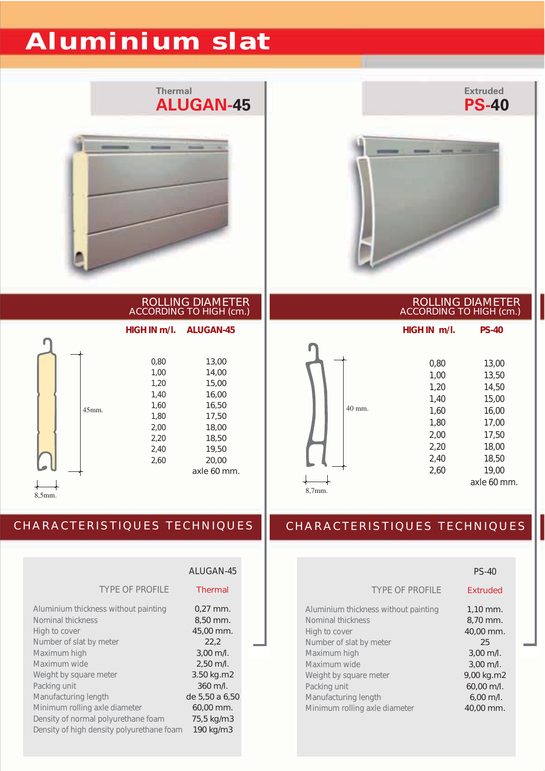# Aluminium slat

## Thermal ALUGAN-45

### ROLLING DIAMETER ACCORDING TO HIGH (cm.)

45mm.

8,5mm.

| HIGH IN m/l. | ALUGAN-45 |
|---|---|
| 0,80 | 13,00 |
| 1,00 | 14,00 |
| 1,20 | 15,00 |
| 1,40 | 16,00 |
| 1,60 | 16,50 |
| 1,80 | 17,50 |
| 2,00 | 18,00 |
| 2,20 | 18,50 |
| 2,40 | 19,50 |
| 2,60 | 20,00 |
| | axle 60 mm. |

### CHARACTERISTIQUES TECHNIQUES

| | ALUGAN-45 |
|---|---|
| TYPE OF PROFILE | Thermal |
| Aluminium thickness without painting | 0,27 mm. |
| Nominal thickness | 8,50 mm. |
| High to cover | 45,00 mm. |
| Number of slat by meter | 22,2 |
| Maximum high | 3,00 m/l. |
| Maximum wide | 2,50 m/l. |
| Weight by square meter | 3.50 kg.m2 |
| Packing unit | 360 m/l. |
| Manufacturing length | de 5,50 a 6,50 |
| Minimum rolling axle diameter | 60,00 mm. |
| Density of normal polyurethane foam | 75,5 kg/m3 |
| Density of high density polyurethane foam | 190 kg/m3 |

## Extruded PS-40

### ROLLING DIAMETER ACCORDING TO HIGH (cm.)

40 mm.

8,7mm.

| HIGH IN m/l. | PS-40 |
|---|---|
| 0,80 | 13,00 |
| 1,00 | 13,50 |
| 1,20 | 14,50 |
| 1,40 | 15,00 |
| 1,60 | 16,00 |
| 1,80 | 17,00 |
| 2,00 | 17,50 |
| 2,20 | 18,00 |
| 2,40 | 18,50 |
| 2,60 | 19,00 |
| | axle 60 mm. |

### CHARACTERISTIQUES TECHNIQUES

| | PS-40 |
|---|---|
| TYPE OF PROFILE | Extruded |
| Aluminium thickness without painting | 1,10 mm. |
| Nominal thickness | 8,70 mm. |
| High to cover | 40,00 mm. |
| Number of slat by meter | 25 |
| Maximum high | 3,00 m/l. |
| Maximum wide | 3,00 m/l. |
| Weight by square meter | 9,00 kg.m2 |
| Packing unit | 60,00 m/l. |
| Manufacturing length | 6,00 m/l. |
| Minimum rolling axle diameter | 40,00 mm. |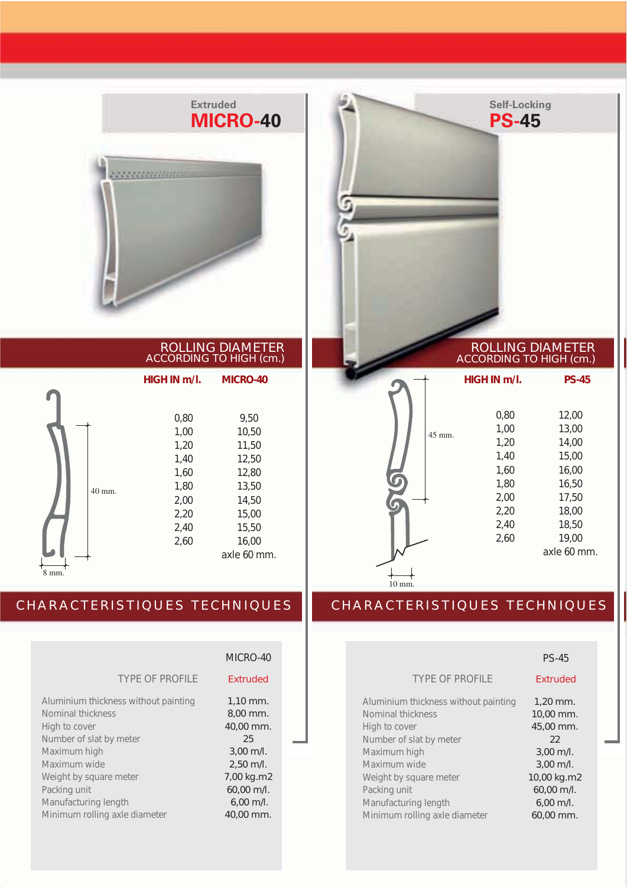## Extruded MICRO-40

### ROLLING DIAMETER ACCORDING TO HIGH (cm.)

| HIGH IN m/l. | MICRO-40 |
|---|---|
| 0,80 | 9,50 |
| 1,00 | 10,50 |
| 1,20 | 11,50 |
| 1,40 | 12,50 |
| 1,60 | 12,80 |
| 1,80 | 13,50 |
| 2,00 | 14,50 |
| 2,20 | 15,00 |
| 2,40 | 15,50 |
| 2,60 | 16,00 |
| | axle 60 mm. |

40 mm.

8 mm.

### CHARACTERISTIQUES TECHNIQUES

| | MICRO-40 |
|---|---|
| TYPE OF PROFILE | Extruded |
| Aluminium thickness without painting | 1,10 mm. |
| Nominal thickness | 8,00 mm. |
| High to cover | 40,00 mm. |
| Number of slat by meter | 25 |
| Maximum high | 3,00 m/l. |
| Maximum wide | 2,50 m/l. |
| Weight by square meter | 7,00 kg.m2 |
| Packing unit | 60,00 m/l. |
| Manufacturing length | 6,00 m/l. |
| Minimum rolling axle diameter | 40,00 mm. |

## Self-Locking PS-45

### ROLLING DIAMETER ACCORDING TO HIGH (cm.)

| HIGH IN m/l. | PS-45 |
|---|---|
| 0,80 | 12,00 |
| 1,00 | 13,00 |
| 1,20 | 14,00 |
| 1,40 | 15,00 |
| 1,60 | 16,00 |
| 1,80 | 16,50 |
| 2,00 | 17,50 |
| 2,20 | 18,00 |
| 2,40 | 18,50 |
| 2,60 | 19,00 |
| | axle 60 mm. |

45 mm.

10 mm.

### CHARACTERISTIQUES TECHNIQUES

| | PS-45 |
|---|---|
| TYPE OF PROFILE | Extruded |
| Aluminium thickness without painting | 1,20 mm. |
| Nominal thickness | 10,00 mm. |
| High to cover | 45,00 mm. |
| Number of slat by meter | 22 |
| Maximum high | 3,00 m/l. |
| Maximum wide | 3,00 m/l. |
| Weight by square meter | 10,00 kg.m2 |
| Packing unit | 60,00 m/l. |
| Manufacturing length | 6,00 m/l. |
| Minimum rolling axle diameter | 60,00 mm. |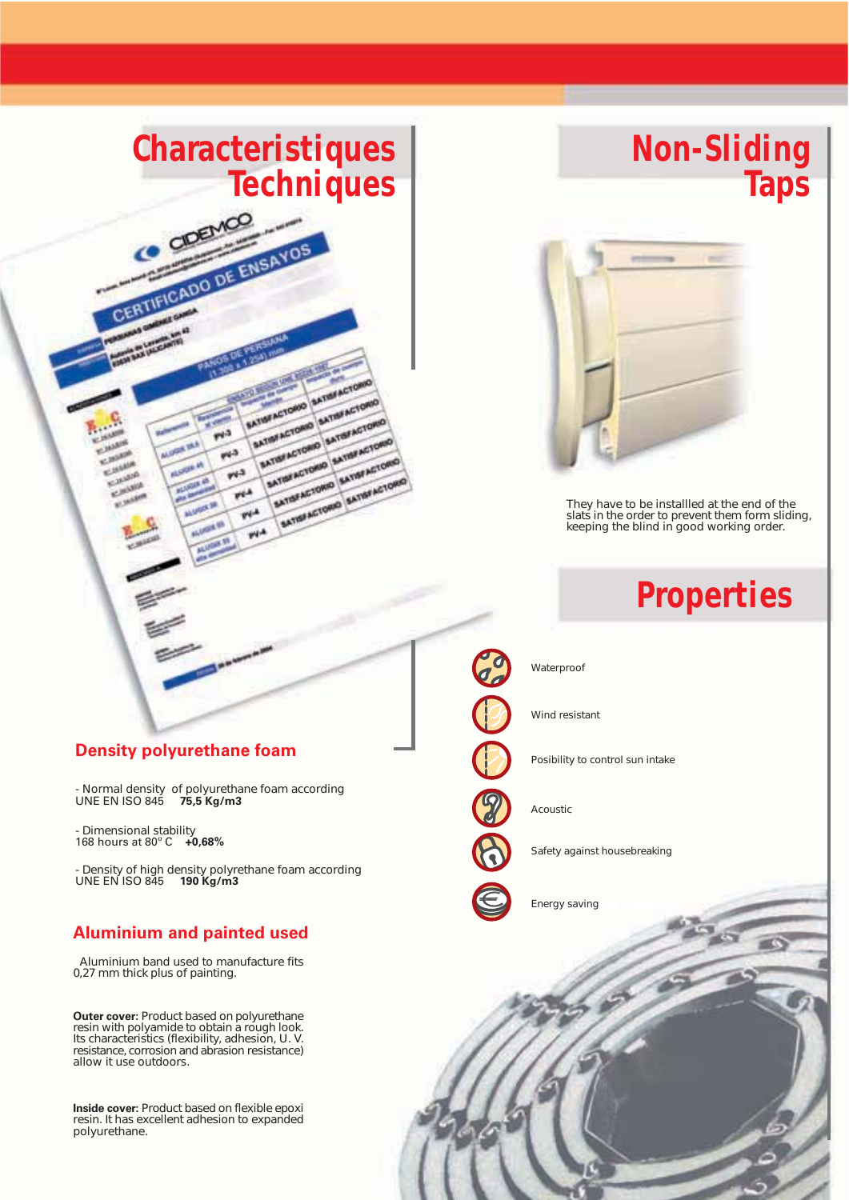# Characteristiques Techniques

## Density polyurethane foam

- Normal density of polyurethane foam according UNE EN ISO 845 **75,5 Kg/m3**

- Dimensional stability 168 hours at 80° C **+0,68%**

- Density of high density polyrethane foam according UNE EN ISO 845 **190 Kg/m3**

## Aluminium and painted used

Aluminium band used to manufacture fits 0,27 mm thick plus of painting.

**Outer cover:** Product based on polyurethane resin with polyamide to obtain a rough look. Its characteristics (flexibility, adhesion, U. V. resistance, corrosion and abrasion resistance) allow it use outdoors.

**Inside cover:** Product based on flexible epoxi resin. It has excellent adhesion to expanded polyurethane.

# Non-Sliding Taps

They have to be installled at the end of the slats in the order to prevent them form sliding, keeping the blind in good working order.

# Properties

- Waterproof
- Wind resistant
- Posibility to control sun intake
- Acoustic
- Safety against housebreaking
- Energy saving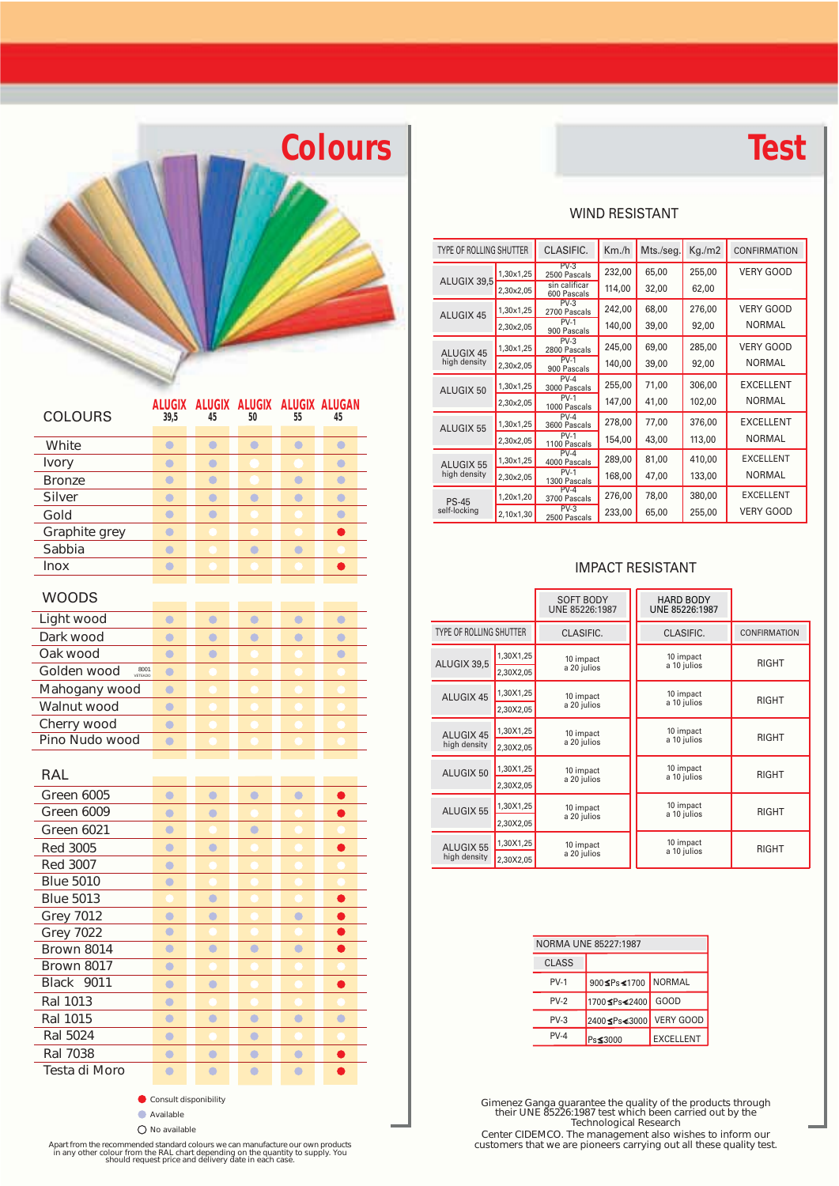# Colours

| COLOURS | ALUGIX 39,5 | ALUGIX 45 | ALUGIX 50 | ALUGIX 55 | ALUGAN 45 |
|---|---|---|---|---|---|
| White | Available | Available | Available | Available | Available |
| Ivory | Available | Available | No available | Available | Available |
| Bronze | Available | Available | No available | Available | Available |
| Silver | Available | Available | Available | Available | Available |
| Gold | Available | Available | No available | No available | Available |
| Graphite grey | Available | No available | No available | No available | Consult |
| Sabbia | Available | No available | Available | Available | No available |
| Inox | Available | No available | No available | No available | Consult |
| **WOODS** | | | | | |
| Light wood | Available | Available | Available | Available | Available |
| Dark wood | Available | Available | Available | Available | Available |
| Oak wood | Available | Available | No available | No available | Available |
| Golden wood (8001 veteado) | Available | No available | No available | No available | No available |
| Mahogany wood | Available | No available | No available | No available | No available |
| Walnut wood | Available | No available | No available | No available | No available |
| Cherry wood | Available | No available | No available | No available | No available |
| Pino Nudo wood | Available | No available | No available | No available | No available |
| **RAL** | | | | | |
| Green 6005 | Available | Available | Available | Available | Consult |
| Green 6009 | Available | Available | No available | No available | Consult |
| Green 6021 | Available | No available | Available | No available | No available |
| Red 3005 | Available | Available | No available | No available | Consult |
| Red 3007 | Available | No available | No available | No available | No available |
| Blue 5010 | Available | No available | No available | No available | No available |
| Blue 5013 | No available | Available | No available | No available | Consult |
| Grey 7012 | Available | Available | No available | Available | Consult |
| Grey 7022 | Available | No available | No available | No available | Consult |
| Brown 8014 | Available | Available | Available | Available | Consult |
| Brown 8017 | Available | No available | No available | No available | No available |
| Black 9011 | Available | Available | No available | No available | Consult |
| Ral 1013 | Available | No available | No available | No available | No available |
| Ral 1015 | Available | Available | Available | Available | Available |
| Ral 5024 | Available | No available | Available | No available | No available |
| Ral 7038 | Available | Available | Available | Available | Consult |
| Testa di Moro | Available | Available | Available | Available | Consult |

- ● (red) Consult disponibility
- ● (grey) Available
- ○ No available

Apart from the recommended standard colours we can manufacture our own products in any other colour from the RAL chart depending on the quantity to supply. You should request price and delivery date in each case.

# Test

## WIND RESISTANT

| TYPE OF ROLLING SHUTTER | | CLASIFIC. | Km./h | Mts./seg. | Kg./m2 | CONFIRMATION |
|---|---|---|---|---|---|---|
| ALUGIX 39,5 | 1,30x1,25 | PV-3 2500 Pascals | 232,00 | 65,00 | 255,00 | VERY GOOD |
| | 2,30x2,05 | sin calificar 600 Pascals | 114,00 | 32,00 | 62,00 | |
| ALUGIX 45 | 1,30x1,25 | PV-3 2700 Pascals | 242,00 | 68,00 | 276,00 | VERY GOOD |
| | 2,30x2,05 | PV-1 900 Pascals | 140,00 | 39,00 | 92,00 | NORMAL |
| ALUGIX 45 high density | 1,30x1,25 | PV-3 2800 Pascals | 245,00 | 69,00 | 285,00 | VERY GOOD |
| | 2,30x2,05 | PV-1 900 Pascals | 140,00 | 39,00 | 92,00 | NORMAL |
| ALUGIX 50 | 1,30x1,25 | PV-4 3000 Pascals | 255,00 | 71,00 | 306,00 | EXCELLENT |
| | 2,30x2,05 | PV-1 1000 Pascals | 147,00 | 41,00 | 102,00 | NORMAL |
| ALUGIX 55 | 1,30x1,25 | PV-4 3600 Pascals | 278,00 | 77,00 | 376,00 | EXCELLENT |
| | 2,30x2,05 | PV-1 1100 Pascals | 154,00 | 43,00 | 113,00 | NORMAL |
| ALUGIX 55 high density | 1,30x1,25 | PV-4 4000 Pascals | 289,00 | 81,00 | 410,00 | EXCELLENT |
| | 2,30x2,05 | PV-1 1300 Pascals | 168,00 | 47,00 | 133,00 | NORMAL |
| PS-45 self-locking | 1,20x1,20 | PV-4 3700 Pascals | 276,00 | 78,00 | 380,00 | EXCELLENT |
| | 2,10x1,30 | PV-3 2500 Pascals | 233,00 | 65,00 | 255,00 | VERY GOOD |

## IMPACT RESISTANT

| TYPE OF ROLLING SHUTTER | | SOFT BODY UNE 85226:1987 CLASIFIC. | HARD BODY UNE 85226:1987 CLASIFIC. | CONFIRMATION |
|---|---|---|---|---|
| ALUGIX 39,5 | 1,30X1,25 / 2,30X2,05 | 10 impact a 20 julios | 10 impact a 10 julios | RIGHT |
| ALUGIX 45 | 1,30X1,25 / 2,30X2,05 | 10 impact a 20 julios | 10 impact a 10 julios | RIGHT |
| ALUGIX 45 high density | 1,30X1,25 / 2,30X2,05 | 10 impact a 20 julios | 10 impact a 10 julios | RIGHT |
| ALUGIX 50 | 1,30X1,25 / 2,30X2,05 | 10 impact a 20 julios | 10 impact a 10 julios | RIGHT |
| ALUGIX 55 | 1,30X1,25 / 2,30X2,05 | 10 impact a 20 julios | 10 impact a 10 julios | RIGHT |
| ALUGIX 55 high density | 1,30X1,25 / 2,30X2,05 | 10 impact a 20 julios | 10 impact a 10 julios | RIGHT |

| NORMA UNE 85227:1987 | | |
|---|---|---|
| CLASS | | |
| PV-1 | 900≤Ps<1700 | NORMAL |
| PV-2 | 1700≤Ps<2400 | GOOD |
| PV-3 | 2400≤Ps<3000 | VERY GOOD |
| PV-4 | Ps≤3000 | EXCELLENT |

Gimenez Ganga guarantee the quality of the products through their UNE 85226:1987 test which been carried out by the Technological Research Center CIDEMCO. The management also wishes to inform our customers that we are pioneers carrying out all these quality test.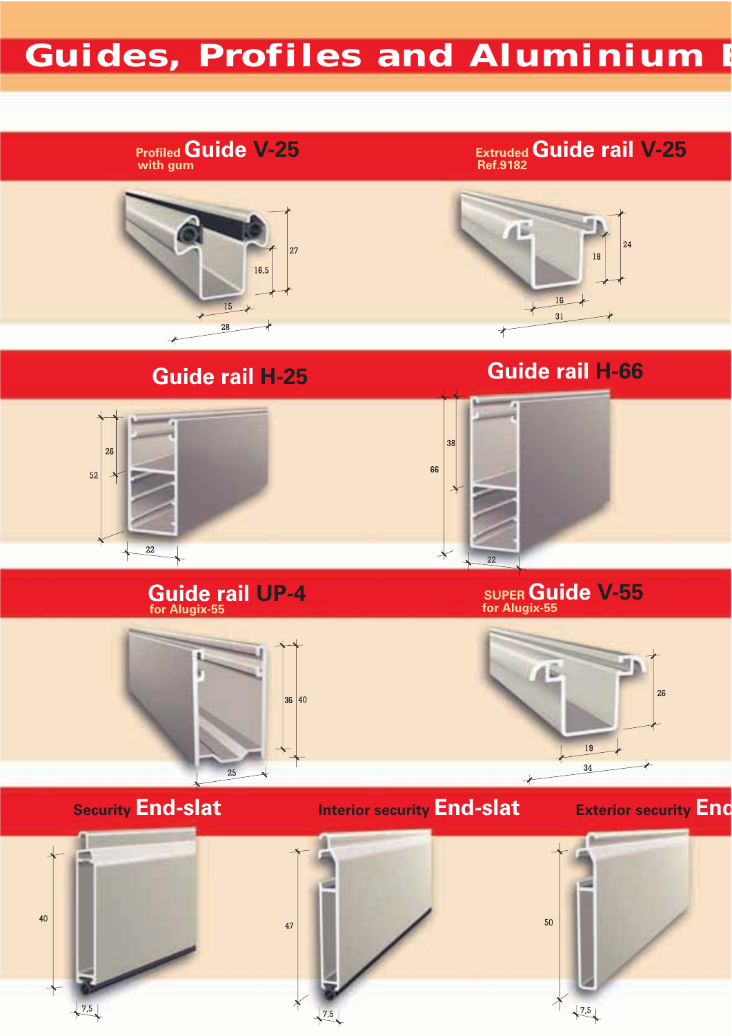# Guides, Profiles and Aluminium E

## Profiled Guide V-25
with gum

27
16,5
15
28

## Extruded Guide rail V-25
Ref.9182

24
18
16
31

## Guide rail H-25

26
52
22

## Guide rail H-66

38
66
22

## Guide rail UP-4
for Alugix-55

36
40
25

## SUPER Guide V-55
for Alugix-55

26
19
34

## Security End-slat

40
7,5

## Interior security End-slat

47
7,5

## Exterior security End

50
7,5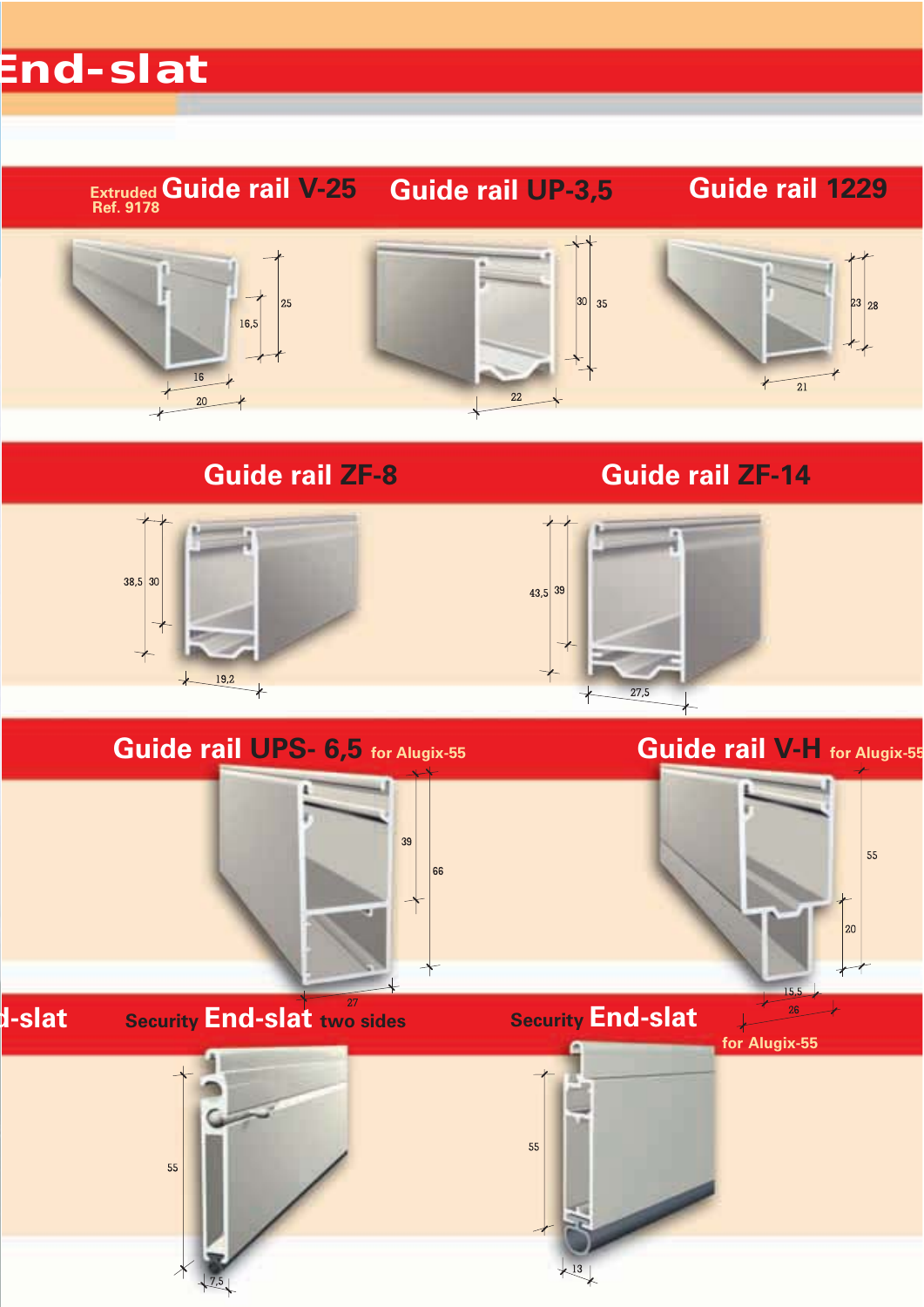# End-slat

## Extruded Guide rail V-25
Ref. 9178

16,5
25
16
20

## Guide rail UP-3,5

30
35
22

## Guide rail 1229

23
28
21

## Guide rail ZF-8

38,5
30
19,2

## Guide rail ZF-14

43,5
39
27,5

## Guide rail UPS- 6,5 for Alugix-55

39
66
27

## Guide rail V-H for Alugix-55

55
20
15,5
26

## End-slat

## Security End-slat two sides

55
7,5

## Security End-slat for Alugix-55

55
13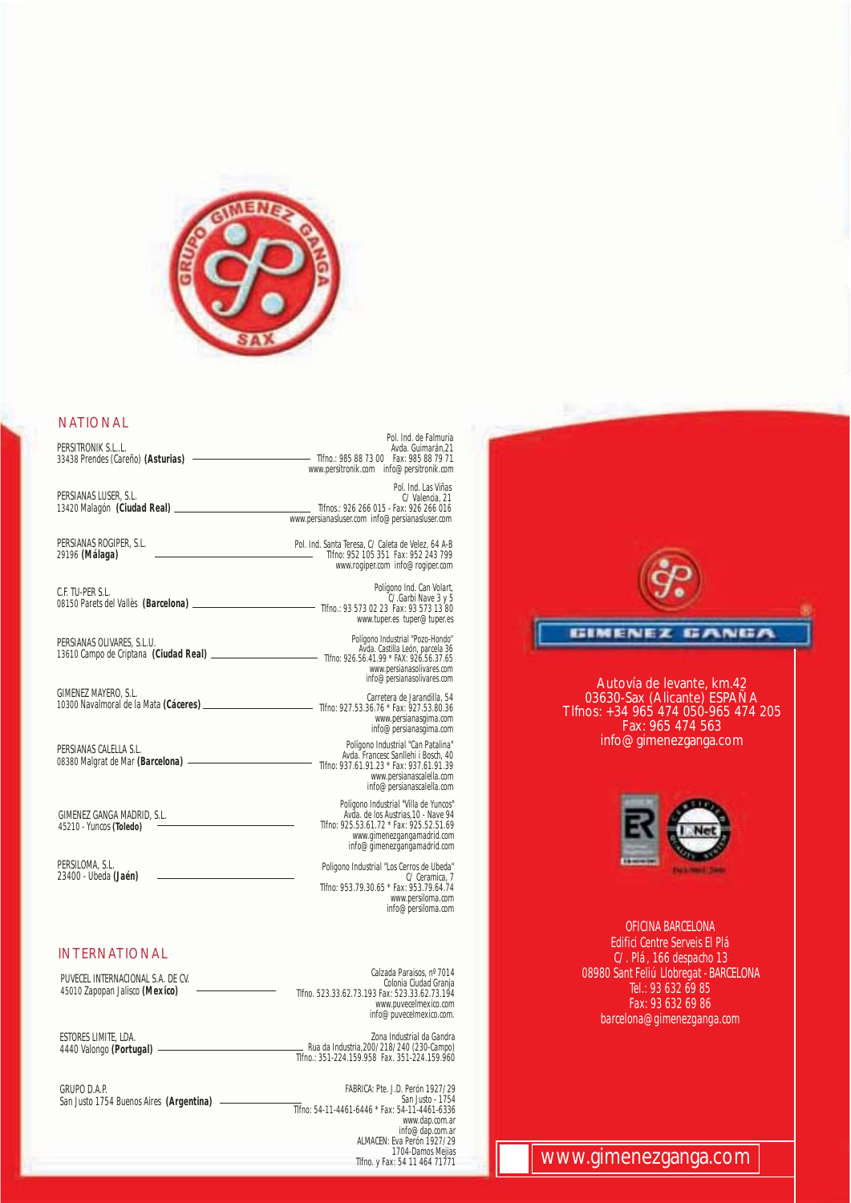## NATIONAL

PERSITRONIK S.L..L.
33438 Prendes (Careño) **(Asturias)**

Pol. Ind. de Falmuria
Avda. Guimarán,21
Tlfno.: 985 88 73 00 Fax: 985 88 79 71
www.persitronik.com info@persitronik.com

PERSIANAS LUSER, S.L.
13420 Malagón **(Ciudad Real)**

Pol. Ind. Las Viñas
C/ Valencia, 21
Tlfnos.: 926 266 015 - Fax: 926 266 016
www.persianasluser.com info@persianasluser.com

PERSIANAS ROGIPER, S.L.
29196 **(Málaga)**

Pol. Ind. Santa Teresa, C/ Caleta de Velez, 64 A-B
Tlfno: 952 105 351 Fax: 952 243 799
www.rogiper.com info@rogiper.com

C.F. TU-PER S.L.
08150 Parets del Vallès **(Barcelona)**

Polígono Ind. Can Volart,
C/.Garbi Nave 3 y 5
Tlfno.: 93 573 02 23 Fax: 93 573 13 80
www.tuper.es tuper@tuper.es

PERSIANAS OLIVARES, S.L.U.
13610 Campo de Criptana **(Ciudad Real)**

Polígono Industrial "Pozo-Hondo"
Avda. Castilla León, parcela 36
Tlfno: 926.56.41.99 * FAX: 926.56.37.65
www.persianasolivares.com
info@persianasolivares.com

GIMENEZ MAYERO, S.L.
10300 Navalmoral de la Mata **(Cáceres)**

Carretera de Jarandilla, 54
Tlfno: 927.53.36.76 * Fax: 927.53.80.36
www.persianasgima.com
info@persianasgima.com

PERSIANAS CALELLA S.L.
08380 Malgrat de Mar **(Barcelona)**

Polígono Industrial "Can Patalina"
Avda. Francesc Sanllehi i Bosch, 40
Tlfno: 937.61.91.23 * Fax: 937.61.91.39
www.persianascalella.com
info@persianascalella.com

GIMENEZ GANGA MADRID, S.L.
45210 - Yuncos **(Toledo)**

Polígono Industrial "Villa de Yuncos"
Avda. de los Austrias,10 - Nave 94
Tlfno: 925.53.61.72 * Fax: 925.52.51.69
www.gimenezgangamadrid.com
info@gimenezgangamadrid.com

PERSILOMA, S.L.
23400 - Ubeda **(Jaén)**

Poligono Industrial "Los Cerros de Ubeda"
C/ Ceramica, 7
Tlfno: 953.79.30.65 * Fax: 953.79.64.74
www.persiloma.com
info@persiloma.com

## INTERNATIONAL

PUVECEL INTERNACIONAL S.A. DE CV.
45010 Zapopan Jalisco **(Mexico)**

Calzada Paraisos, nº 7014
Colonia Ciudad Granja
Tlfno. 523.33.62.73.193 Fax: 523.33.62.73.194
www.puvecelmexico.com
info@puvecelmexico.com.

ESTORES LIMITE, LDA.
4440 Valongo **(Portugal)**

Zona Industrial da Gandra
Rua da Industria,200/218/240 (230-Campo)
Tlfno.: 351-224.159.958 Fax. 351-224.159.960

GRUPO D.A.P.
San Justo 1754 Buenos Aires **(Argentina)**

FABRICA: Pte. J.D. Perón 1927/29
San Justo - 1754
Tlfno: 54-11-4461-6446 * Fax: 54-11-4461-6336
www.dap.com.ar
info@dap.com.ar
ALMACEN: Eva Perón 1927/29
1704-Damos Mejias
Tlfno. y Fax: 54 11 464 71771

GIMENEZ GANGA

Autovía de levante, km.42
03630-Sax (Alicante) ESPAÑA
Tlfnos: +34 965 474 050-965 474 205
Fax: 965 474 563
info@gimenezganga.com

OFICINA BARCELONA
Edifici Centre Serveis El Plá
C/. Plá, 166 despacho 13
08980 Sant Feliú Llobregat - BARCELONA
Tel.: 93 632 69 85
Fax: 93 632 69 86
barcelona@gimenezganga.com

www.gimenezganga.com